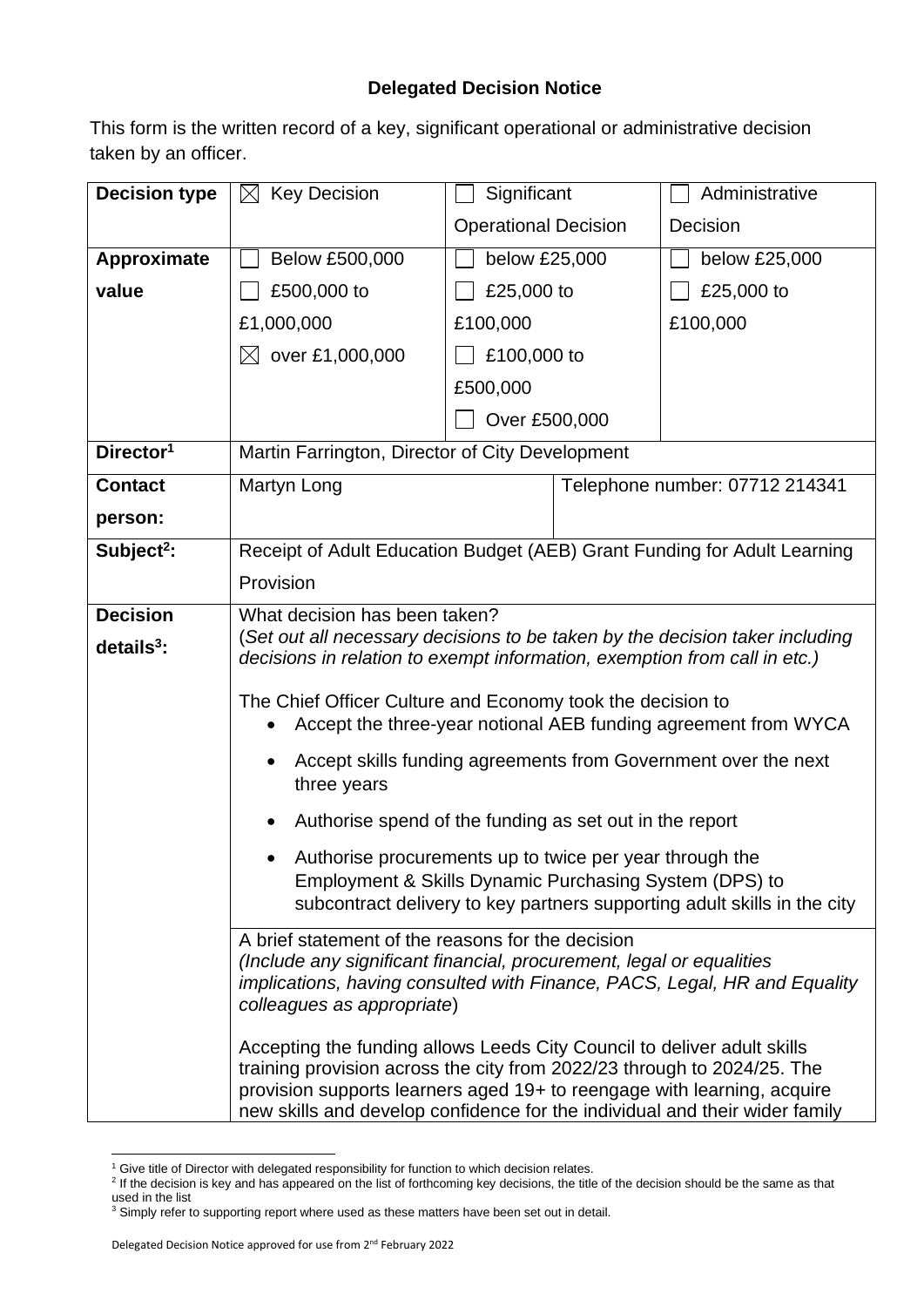**Delegated Decision Notice**

This form is the written record of a key, significant operational or administrative decision taken by an officer.

| **Decision type** | ☒ Key Decision | ☐ Significant Operational Decision | ☐ Administrative Decision |
|---|---|---|---|
| **Approximate value** | ☐ Below £500,000<br>☐ £500,000 to £1,000,000<br>☒ over £1,000,000 | ☐ below £25,000<br>☐ £25,000 to £100,000<br>☐ £100,000 to £500,000<br>☐ Over £500,000 | ☐ below £25,000<br>☐ £25,000 to £100,000 |
| **Director[1]** | Martin Farrington, Director of City Development | | |
| **Contact person:** | Martyn Long | Telephone number: 07712 214341 | |
| **Subject[2]:** | Receipt of Adult Education Budget (AEB) Grant Funding for Adult Learning Provision | | |
| **Decision details[3]:** | What decision has been taken?<br>(*Set out all necessary decisions to be taken by the decision taker including decisions in relation to exempt information, exemption from call in etc.)*<br><br>The Chief Officer Culture and Economy took the decision to<br>• Accept the three-year notional AEB funding agreement from WYCA<br>• Accept skills funding agreements from Government over the next three years<br>• Authorise spend of the funding as set out in the report<br>• Authorise procurements up to twice per year through the Employment & Skills Dynamic Purchasing System (DPS) to subcontract delivery to key partners supporting adult skills in the city | | |
| | A brief statement of the reasons for the decision<br>*(Include any significant financial, procurement, legal or equalities implications, having consulted with Finance, PACS, Legal, HR and Equality colleagues as appropriate*)<br><br>Accepting the funding allows Leeds City Council to deliver adult skills training provision across the city from 2022/23 through to 2024/25. The provision supports learners aged 19+ to reengage with learning, acquire new skills and develop confidence for the individual and their wider family | | |

[1] Give title of Director with delegated responsibility for function to which decision relates.

[2] If the decision is key and has appeared on the list of forthcoming key decisions, the title of the decision should be the same as that used in the list

[3] Simply refer to supporting report where used as these matters have been set out in detail.

Delegated Decision Notice approved for use from 2nd February 2022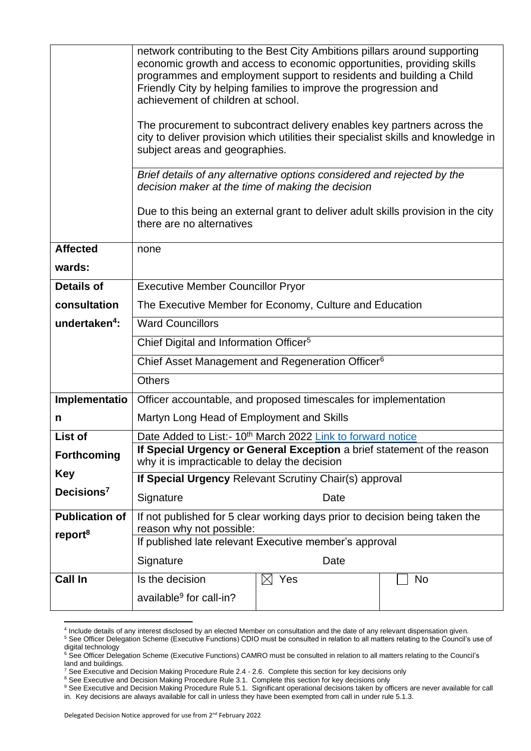| | | | |
|---|---|---|---|
| | network contributing to the Best City Ambitions pillars around supporting economic growth and access to economic opportunities, providing skills programmes and employment support to residents and building a Child Friendly City by helping families to improve the progression and achievement of children at school.<br><br>The procurement to subcontract delivery enables key partners across the city to deliver provision which utilities their specialist skills and knowledge in subject areas and geographies. | | |
| | *Brief details of any alternative options considered and rejected by the decision maker at the time of making the decision*<br><br>Due to this being an external grant to deliver adult skills provision in the city there are no alternatives | | |
| **Affected wards:** | none | | |
| **Details of consultation undertaken[4]:** | Executive Member Councillor Pryor<br>The Executive Member for Economy, Culture and Education | | |
| | Ward Councillors | | |
| | Chief Digital and Information Officer[5] | | |
| | Chief Asset Management and Regeneration Officer[6] | | |
| | Others | | |
| **Implementation** | Officer accountable, and proposed timescales for implementation<br>Martyn Long Head of Employment and Skills | | |
| **List of Forthcoming Key Decisions[7]** | Date Added to List:- 10th March 2022 [Link to forward notice]() | | |
| | **If Special Urgency or General Exception** a brief statement of the reason why it is impracticable to delay the decision | | |
| | **If Special Urgency** Relevant Scrutiny Chair(s) approval<br>Signature Date | | |
| **Publication of report[8]** | If not published for 5 clear working days prior to decision being taken the reason why not possible: | | |
| | If published late relevant Executive member's approval<br>Signature Date | | |
| **Call In** | Is the decision available[9] for call-in? | ☒ Yes | ☐ No |

[4] Include details of any interest disclosed by an elected Member on consultation and the date of any relevant dispensation given.
[5] See Officer Delegation Scheme (Executive Functions) CDIO must be consulted in relation to all matters relating to the Council's use of digital technology
[6] See Officer Delegation Scheme (Executive Functions) CAMRO must be consulted in relation to all matters relating to the Council's land and buildings.
[7] See Executive and Decision Making Procedure Rule 2.4 - 2.6. Complete this section for key decisions only
[8] See Executive and Decision Making Procedure Rule 3.1. Complete this section for key decisions only
[9] See Executive and Decision Making Procedure Rule 5.1. Significant operational decisions taken by officers are never available for call in. Key decisions are always available for call in unless they have been exempted from call in under rule 5.1.3.

Delegated Decision Notice approved for use from 2nd February 2022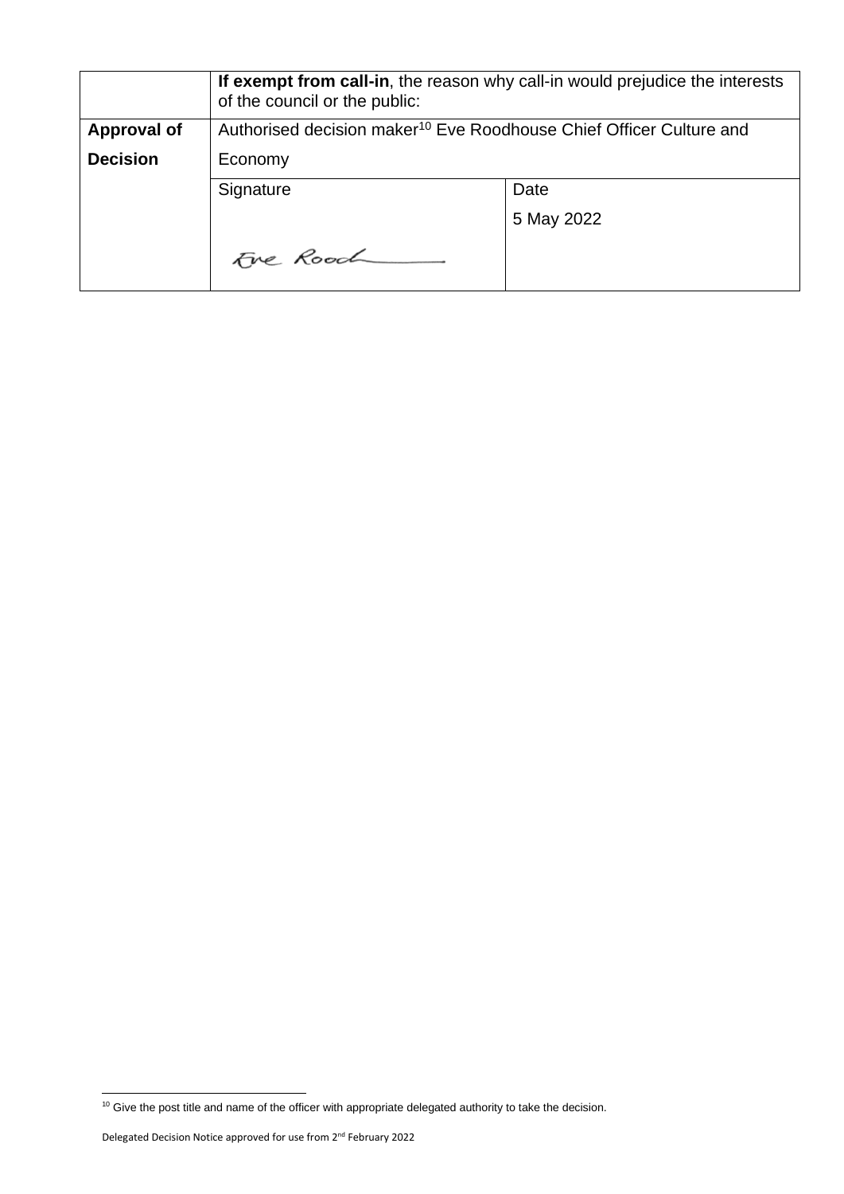| | | |
|---|---|---|
| | **If exempt from call-in**, the reason why call-in would prejudice the interests of the council or the public: | |
| **Approval of Decision** | Authorised decision maker[10] Eve Roodhouse Chief Officer Culture and Economy | |
| | Signature<br><br>Eve Rood | Date<br>5 May 2022 |

[10] Give the post title and name of the officer with appropriate delegated authority to take the decision.

Delegated Decision Notice approved for use from 2nd February 2022